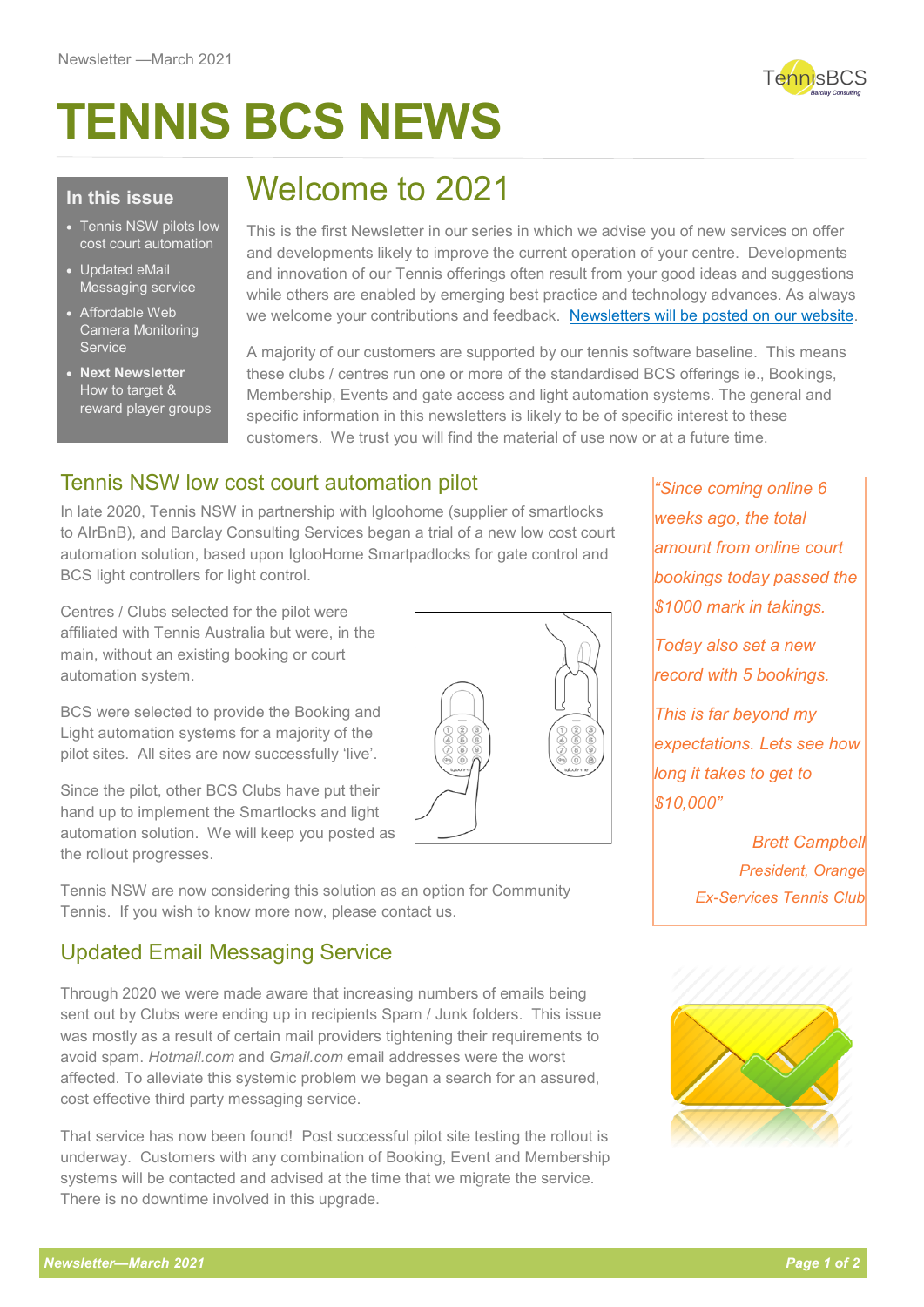Newsletter —March 2021

# TENNIS BCS NEWS

**In this issue**

- Tennis NSW pilots low cost court automation
- Updated eMail Messaging service
- Affordable Web Camera Monitoring Service
- **Next Newsletter** How to target & reward player groups

## Welcome to 2021

This is the first Newsletter in our series in which we advise you of new services on offer and developments likely to improve the current operation of your centre. Developments and innovation of our Tennis offerings often result from your good ideas and suggestions while others are enabled by emerging best practice and technology advances. As always we welcome your contributions and feedback. [Newsletters will be posted on our website](#).

A majority of our customers are supported by our tennis software baseline. This means these clubs / centres run one or more of the standardised BCS offerings ie., Bookings, Membership, Events and gate access and light automation systems. The general and specific information in this newsletters is likely to be of specific interest to these customers. We trust you will find the material of use now or at a future time.

### Tennis NSW low cost court automation pilot

In late 2020, Tennis NSW in partnership with Igloohome (supplier of smartlocks to AIrBnB), and Barclay Consulting Services began a trial of a new low cost court automation solution, based upon IglooHome Smartpadlocks for gate control and BCS light controllers for light control.

Centres / Clubs selected for the pilot were affiliated with Tennis Australia but were, in the main, without an existing booking or court automation system.

BCS were selected to provide the Booking and Light automation systems for a majority of the pilot sites. All sites are now successfully 'live'.

Since the pilot, other BCS Clubs have put their hand up to implement the Smartlocks and light automation solution. We will keep you posted as the rollout progresses.

Tennis NSW are now considering this solution as an option for Community Tennis. If you wish to know more now, please contact us.

*"Since coming online 6 weeks ago, the total amount from online court bookings today passed the $1000 mark in takings.*

*Today also set a new record with 5 bookings.*

*This is far beyond my expectations. Lets see how long it takes to get to $10,000"*

*Brett Campbell*
*President, Orange Ex-Services Tennis Club*

### Updated Email Messaging Service

Through 2020 we were made aware that increasing numbers of emails being sent out by Clubs were ending up in recipients Spam / Junk folders. This issue was mostly as a result of certain mail providers tightening their requirements to avoid spam. *Hotmail.com* and *Gmail.com* email addresses were the worst affected. To alleviate this systemic problem we began a search for an assured, cost effective third party messaging service.

That service has now been found! Post successful pilot site testing the rollout is underway. Customers with any combination of Booking, Event and Membership systems will be contacted and advised at the time that we migrate the service. There is no downtime involved in this upgrade.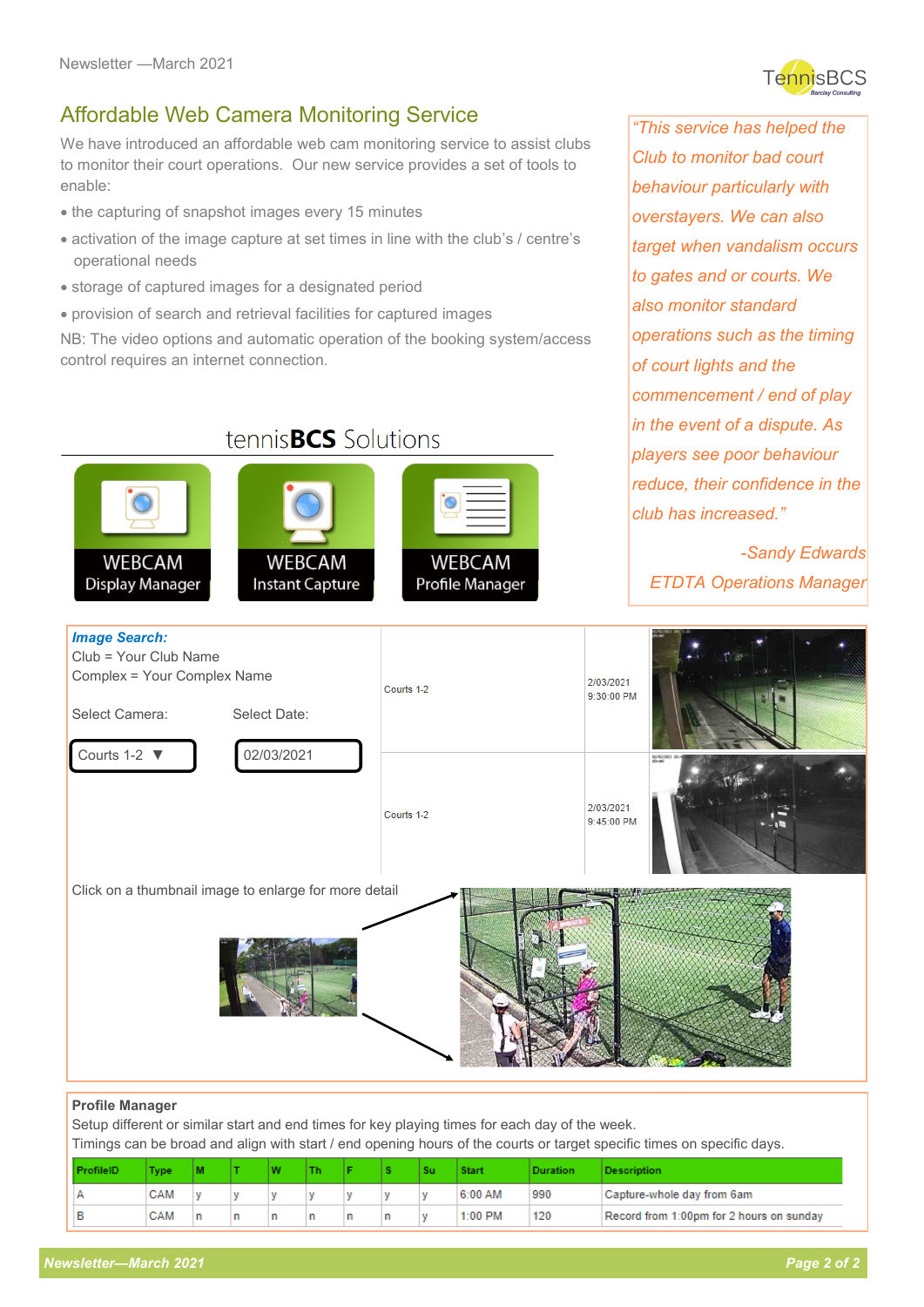## Affordable Web Camera Monitoring Service

We have introduced an affordable web cam monitoring service to assist clubs to monitor their court operations. Our new service provides a set of tools to enable:

- the capturing of snapshot images every 15 minutes
- activation of the image capture at set times in line with the club's / centre's operational needs
- storage of captured images for a designated period
- provision of search and retrieval facilities for captured images

NB: The video options and automatic operation of the booking system/access control requires an internet connection.

*"This service has helped the Club to monitor bad court behaviour particularly with overstayers. We can also target when vandalism occurs to gates and or courts. We also monitor standard operations such as the timing of court lights and the commencement / end of play in the event of a dispute. As players see poor behaviour reduce, their confidence in the club has increased."*

*-Sandy Edwards*
*ETDTA Operations Manager*

tennis**BCS** Solutions

WEBCAM Display Manager

WEBCAM Instant Capture

WEBCAM Profile Manager

***Image Search:***
Club = Your Club Name
Complex = Your Complex Name

Select Camera: Courts 1-2 ▼

Select Date: 02/03/2021

| | |
|---|---|
| Courts 1-2 | 2/03/2021 9:30:00 PM |
| Courts 1-2 | 2/03/2021 9:45:00 PM |

Click on a thumbnail image to enlarge for more detail

**Profile Manager**

Setup different or similar start and end times for key playing times for each day of the week.
Timings can be broad and align with start / end opening hours of the courts or target specific times on specific days.

| ProfileID | Type | M | T | W | Th | F | S | Su | Start | Duration | Description |
|---|---|---|---|---|---|---|---|---|---|---|---|
| A | CAM | y | y | y | y | y | y | y | 6:00 AM | 990 | Capture-whole day from 6am |
| B | CAM | n | n | n | n | n | n | y | 1:00 PM | 120 | Record from 1:00pm for 2 hours on sunday |